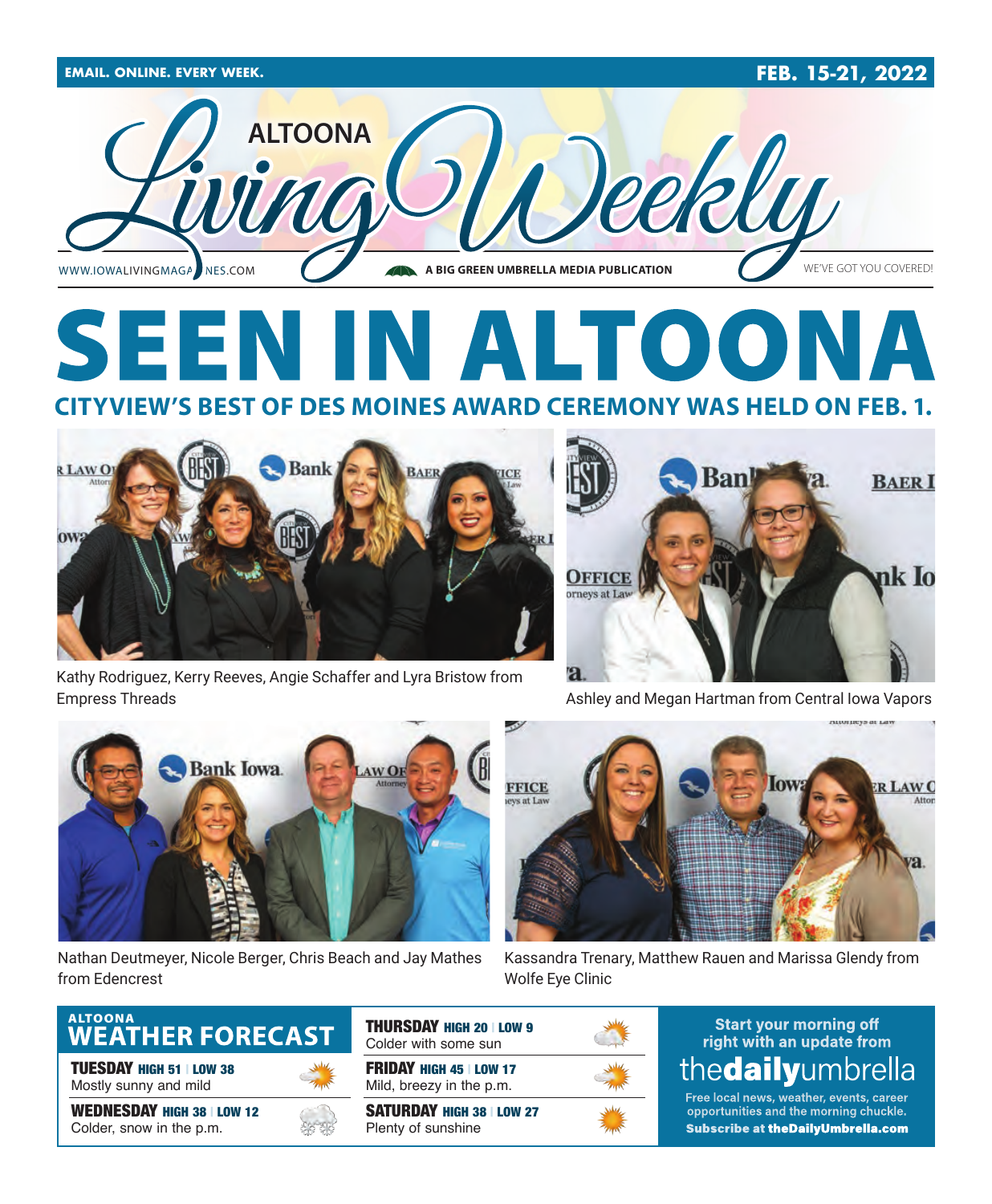EMAIL. ONLINE. EVERY WEEK.

FEB. 15-21, 2022

# ALTOONA Living Weekly

WWW.IOWALIVINGMAGAZINES.COM

A BIG GREEN UMBRELLA MEDIA PUBLICATION

WE'VE GOT YOU COVERED!

# SEEN IN ALTOONA

## CITYVIEW'S BEST OF DES MOINES AWARD CEREMONY WAS HELD ON FEB. 1.

Kathy Rodriguez, Kerry Reeves, Angie Schaffer and Lyra Bristow from Empress Threads

Ashley and Megan Hartman from Central Iowa Vapors

Nathan Deutmeyer, Nicole Berger, Chris Beach and Jay Mathes from Edencrest

Kassandra Trenary, Matthew Rauen and Marissa Glendy from Wolfe Eye Clinic

## ALTOONA WEATHER FORECAST

**TUESDAY** HIGH 51 | LOW 38
Mostly sunny and mild

**WEDNESDAY** HIGH 38 | LOW 12
Colder, snow in the p.m.

**THURSDAY** HIGH 20 | LOW 9
Colder with some sun

**FRIDAY** HIGH 45 | LOW 17
Mild, breezy in the p.m.

**SATURDAY** HIGH 38 | LOW 27
Plenty of sunshine

Start your morning off right with an update from **thedailyumbrella**

Free local news, weather, events, career opportunities and the morning chuckle.

**Subscribe at theDailyUmbrella.com**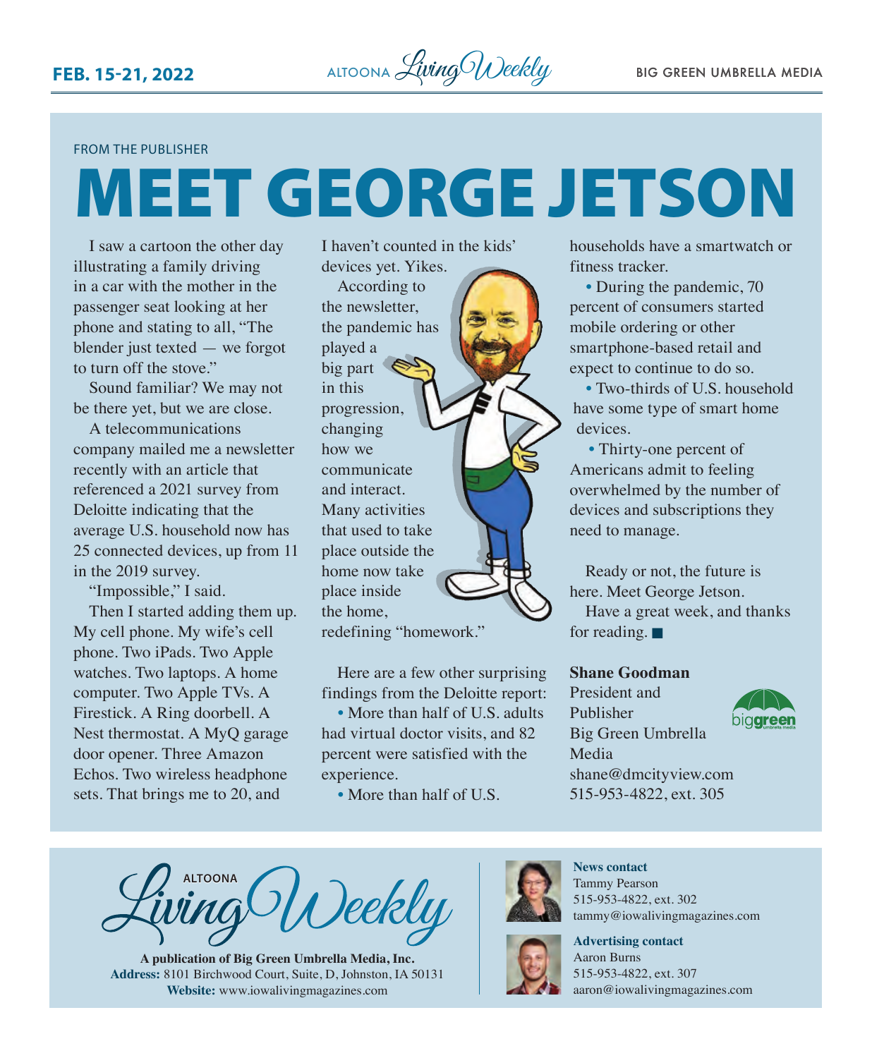FROM THE PUBLISHER

# MEET GEORGE JETSON

I saw a cartoon the other day illustrating a family driving in a car with the mother in the passenger seat looking at her phone and stating to all, "The blender just texted — we forgot to turn off the stove."

Sound familiar? We may not be there yet, but we are close.

A telecommunications company mailed me a newsletter recently with an article that referenced a 2021 survey from Deloitte indicating that the average U.S. household now has 25 connected devices, up from 11 in the 2019 survey.

"Impossible," I said.

Then I started adding them up. My cell phone. My wife's cell phone. Two iPads. Two Apple watches. Two laptops. A home computer. Two Apple TVs. A Firestick. A Ring doorbell. A Nest thermostat. A MyQ garage door opener. Three Amazon Echos. Two wireless headphone sets. That brings me to 20, and I haven't counted in the kids' devices yet. Yikes.

According to the newsletter, the pandemic has played a big part in this progression, changing how we communicate and interact. Many activities that used to take place outside the home now take place inside the home, redefining "homework."

Here are a few other surprising findings from the Deloitte report:

- More than half of U.S. adults had virtual doctor visits, and 82 percent were satisfied with the experience.
- More than half of U.S. households have a smartwatch or fitness tracker.
- During the pandemic, 70 percent of consumers started mobile ordering or other smartphone-based retail and expect to continue to do so.
- Two-thirds of U.S. household have some type of smart home devices.
- Thirty-one percent of Americans admit to feeling overwhelmed by the number of devices and subscriptions they need to manage.

Ready or not, the future is here. Meet George Jetson.

Have a great week, and thanks for reading. ■

**Shane Goodman**
President and Publisher
Big Green Umbrella Media
shane@dmcityview.com
515-953-4822, ext. 305

---

ALTOONA Living Weekly

**A publication of Big Green Umbrella Media, Inc.**
**Address:** 8101 Birchwood Court, Suite, D, Johnston, IA 50131
**Website:** www.iowalivingmagazines.com

**News contact**
Tammy Pearson
515-953-4822, ext. 302
tammy@iowalivingmagazines.com

**Advertising contact**
Aaron Burns
515-953-4822, ext. 307
aaron@iowalivingmagazines.com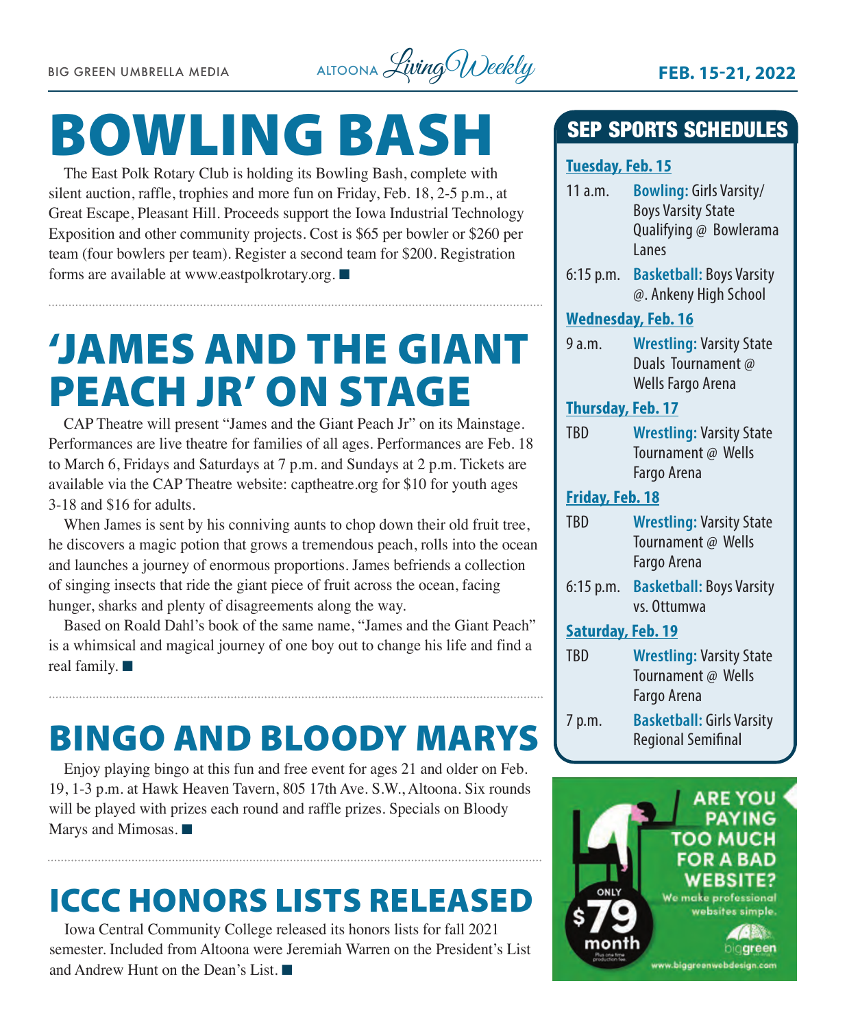# BOWLING BASH

The East Polk Rotary Club is holding its Bowling Bash, complete with silent auction, raffle, trophies and more fun on Friday, Feb. 18, 2-5 p.m., at Great Escape, Pleasant Hill. Proceeds support the Iowa Industrial Technology Exposition and other community projects. Cost is $65 per bowler or $260 per team (four bowlers per team). Register a second team for $200. Registration forms are available at www.eastpolkrotary.org. ■

# 'JAMES AND THE GIANT PEACH JR' ON STAGE

CAP Theatre will present "James and the Giant Peach Jr" on its Mainstage. Performances are live theatre for families of all ages. Performances are Feb. 18 to March 6, Fridays and Saturdays at 7 p.m. and Sundays at 2 p.m. Tickets are available via the CAP Theatre website: captheatre.org for $10 for youth ages 3-18 and $16 for adults.

When James is sent by his conniving aunts to chop down their old fruit tree, he discovers a magic potion that grows a tremendous peach, rolls into the ocean and launches a journey of enormous proportions. James befriends a collection of singing insects that ride the giant piece of fruit across the ocean, facing hunger, sharks and plenty of disagreements along the way.

Based on Roald Dahl's book of the same name, "James and the Giant Peach" is a whimsical and magical journey of one boy out to change his life and find a real family. ■

# BINGO AND BLOODY MARYS

Enjoy playing bingo at this fun and free event for ages 21 and older on Feb. 19, 1-3 p.m. at Hawk Heaven Tavern, 805 17th Ave. S.W., Altoona. Six rounds will be played with prizes each round and raffle prizes. Specials on Bloody Marys and Mimosas. ■

# ICCC HONORS LISTS RELEASED

Iowa Central Community College released its honors lists for fall 2021 semester. Included from Altoona were Jeremiah Warren on the President's List and Andrew Hunt on the Dean's List. ■

## SEP SPORTS SCHEDULES

**Tuesday, Feb. 15**

- 11 a.m. — **Bowling:** Girls Varsity/ Boys Varsity State Qualifying @ Bowlerama Lanes
- 6:15 p.m. — **Basketball:** Boys Varsity @. Ankeny High School

**Wednesday, Feb. 16**

- 9 a.m. — **Wrestling:** Varsity State Duals Tournament @ Wells Fargo Arena

**Thursday, Feb. 17**

- TBD — **Wrestling:** Varsity State Tournament @ Wells Fargo Arena

**Friday, Feb. 18**

- TBD — **Wrestling:** Varsity State Tournament @ Wells Fargo Arena
- 6:15 p.m. — **Basketball:** Boys Varsity vs. Ottumwa

**Saturday, Feb. 19**

- TBD — **Wrestling:** Varsity State Tournament @ Wells Fargo Arena
- 7 p.m. — **Basketball:** Girls Varsity Regional Semifinal

ARE YOU PAYING TOO MUCH FOR A BAD WEBSITE?

We make professional websites simple.

ONLY $79 month

Plus one time production fee.

biggreen

www.biggreenwebdesign.com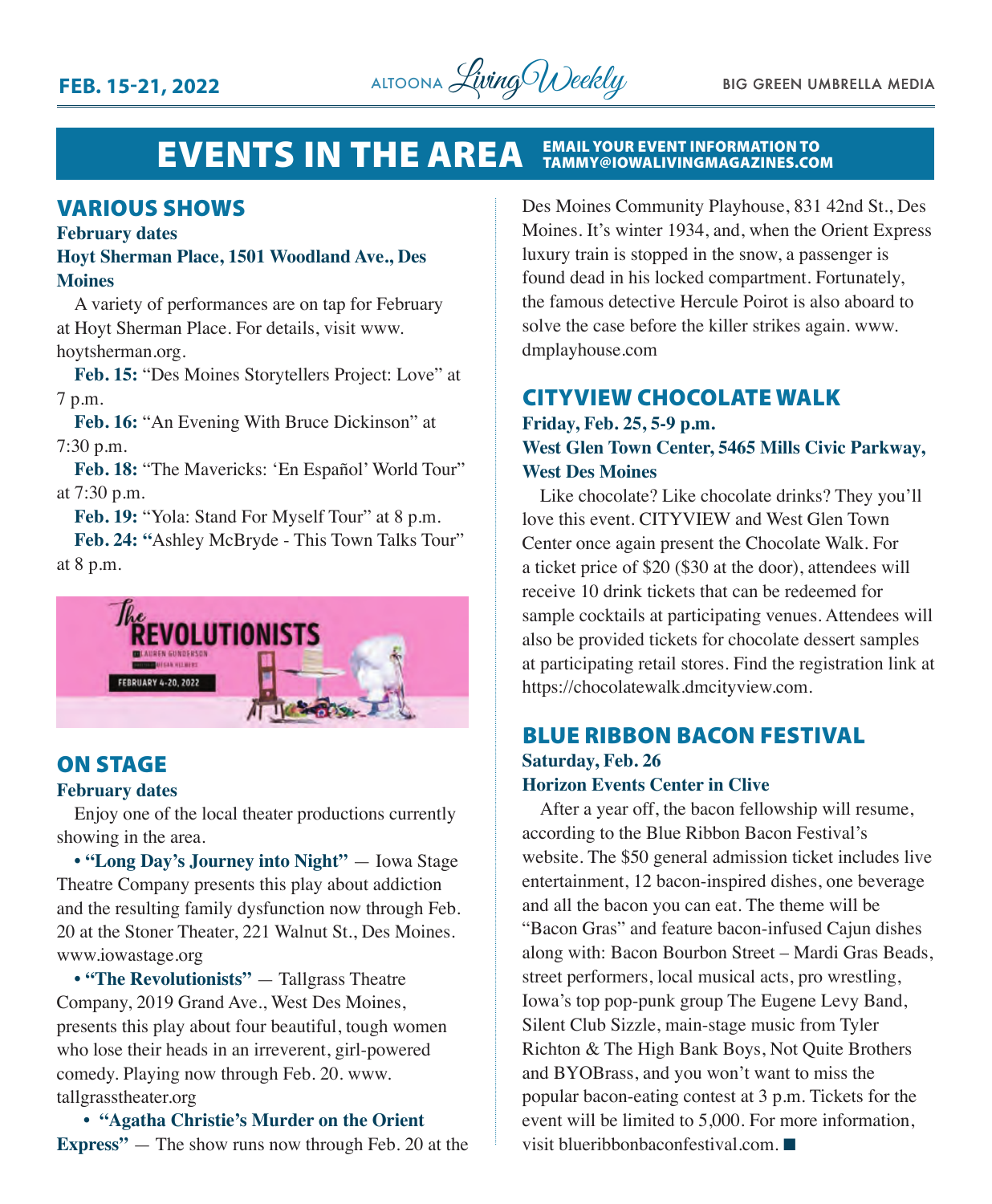# EVENTS IN THE AREA

EMAIL YOUR EVENT INFORMATION TO TAMMY@IOWALIVINGMAGAZINES.COM

## VARIOUS SHOWS

**February dates**

**Hoyt Sherman Place, 1501 Woodland Ave., Des Moines**

A variety of performances are on tap for February at Hoyt Sherman Place. For details, visit www.hoytsherman.org.

**Feb. 15:** "Des Moines Storytellers Project: Love" at 7 p.m.

**Feb. 16:** "An Evening With Bruce Dickinson" at 7:30 p.m.

**Feb. 18:** "The Mavericks: 'En Español' World Tour" at 7:30 p.m.

**Feb. 19:** "Yola: Stand For Myself Tour" at 8 p.m.

**Feb. 24: "**Ashley McBryde - This Town Talks Tour" at 8 p.m.

## ON STAGE

**February dates**

Enjoy one of the local theater productions currently showing in the area.

- **"Long Day's Journey into Night"** — Iowa Stage Theatre Company presents this play about addiction and the resulting family dysfunction now through Feb. 20 at the Stoner Theater, 221 Walnut St., Des Moines. www.iowastage.org
- **"The Revolutionists"** — Tallgrass Theatre Company, 2019 Grand Ave., West Des Moines, presents this play about four beautiful, tough women who lose their heads in an irreverent, girl-powered comedy. Playing now through Feb. 20. www.tallgrasstheater.org
- **"Agatha Christie's Murder on the Orient Express"** — The show runs now through Feb. 20 at the Des Moines Community Playhouse, 831 42nd St., Des Moines. It's winter 1934, and, when the Orient Express luxury train is stopped in the snow, a passenger is found dead in his locked compartment. Fortunately, the famous detective Hercule Poirot is also aboard to solve the case before the killer strikes again. www.dmplayhouse.com

## CITYVIEW CHOCOLATE WALK

**Friday, Feb. 25, 5-9 p.m.**

**West Glen Town Center, 5465 Mills Civic Parkway, West Des Moines**

Like chocolate? Like chocolate drinks? They you'll love this event. CITYVIEW and West Glen Town Center once again present the Chocolate Walk. For a ticket price of $20 ($30 at the door), attendees will receive 10 drink tickets that can be redeemed for sample cocktails at participating venues. Attendees will also be provided tickets for chocolate dessert samples at participating retail stores. Find the registration link at https://chocolatewalk.dmcityview.com.

## BLUE RIBBON BACON FESTIVAL

**Saturday, Feb. 26**

**Horizon Events Center in Clive**

After a year off, the bacon fellowship will resume, according to the Blue Ribbon Bacon Festival's website. The $50 general admission ticket includes live entertainment, 12 bacon-inspired dishes, one beverage and all the bacon you can eat. The theme will be "Bacon Gras" and feature bacon-infused Cajun dishes along with: Bacon Bourbon Street – Mardi Gras Beads, street performers, local musical acts, pro wrestling, Iowa's top pop-punk group The Eugene Levy Band, Silent Club Sizzle, main-stage music from Tyler Richton & The High Bank Boys, Not Quite Brothers and BYOBrass, and you won't want to miss the popular bacon-eating contest at 3 p.m. Tickets for the event will be limited to 5,000. For more information, visit blueribbonbaconfestival.com. ■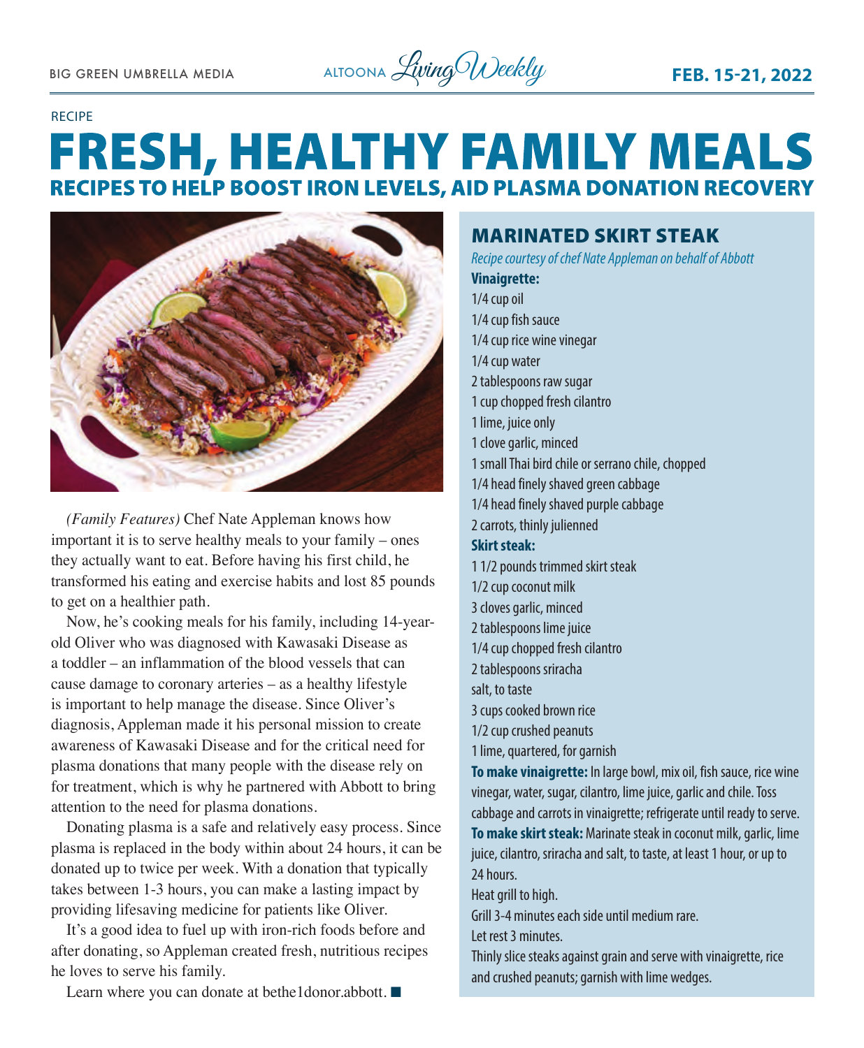RECIPE

# FRESH, HEALTHY FAMILY MEALS

## RECIPES TO HELP BOOST IRON LEVELS, AID PLASMA DONATION RECOVERY

*(Family Features)* Chef Nate Appleman knows how important it is to serve healthy meals to your family – ones they actually want to eat. Before having his first child, he transformed his eating and exercise habits and lost 85 pounds to get on a healthier path.

Now, he's cooking meals for his family, including 14-year-old Oliver who was diagnosed with Kawasaki Disease as a toddler – an inflammation of the blood vessels that can cause damage to coronary arteries – as a healthy lifestyle is important to help manage the disease. Since Oliver's diagnosis, Appleman made it his personal mission to create awareness of Kawasaki Disease and for the critical need for plasma donations that many people with the disease rely on for treatment, which is why he partnered with Abbott to bring attention to the need for plasma donations.

Donating plasma is a safe and relatively easy process. Since plasma is replaced in the body within about 24 hours, it can be donated up to twice per week. With a donation that typically takes between 1-3 hours, you can make a lasting impact by providing lifesaving medicine for patients like Oliver.

It's a good idea to fuel up with iron-rich foods before and after donating, so Appleman created fresh, nutritious recipes he loves to serve his family.

Learn where you can donate at bethe1donor.abbott. ■

## MARINATED SKIRT STEAK

*Recipe courtesy of chef Nate Appleman on behalf of Abbott*

**Vinaigrette:**

1/4 cup oil
1/4 cup fish sauce
1/4 cup rice wine vinegar
1/4 cup water
2 tablespoons raw sugar
1 cup chopped fresh cilantro
1 lime, juice only
1 clove garlic, minced
1 small Thai bird chile or serrano chile, chopped
1/4 head finely shaved green cabbage
1/4 head finely shaved purple cabbage
2 carrots, thinly julienned

**Skirt steak:**

1 1/2 pounds trimmed skirt steak
1/2 cup coconut milk
3 cloves garlic, minced
2 tablespoons lime juice
1/4 cup chopped fresh cilantro
2 tablespoons sriracha
salt, to taste
3 cups cooked brown rice
1/2 cup crushed peanuts
1 lime, quartered, for garnish

**To make vinaigrette:** In large bowl, mix oil, fish sauce, rice wine vinegar, water, sugar, cilantro, lime juice, garlic and chile. Toss cabbage and carrots in vinaigrette; refrigerate until ready to serve.

**To make skirt steak:** Marinate steak in coconut milk, garlic, lime juice, cilantro, sriracha and salt, to taste, at least 1 hour, or up to 24 hours.

Heat grill to high.

Grill 3-4 minutes each side until medium rare.

Let rest 3 minutes.

Thinly slice steaks against grain and serve with vinaigrette, rice and crushed peanuts; garnish with lime wedges.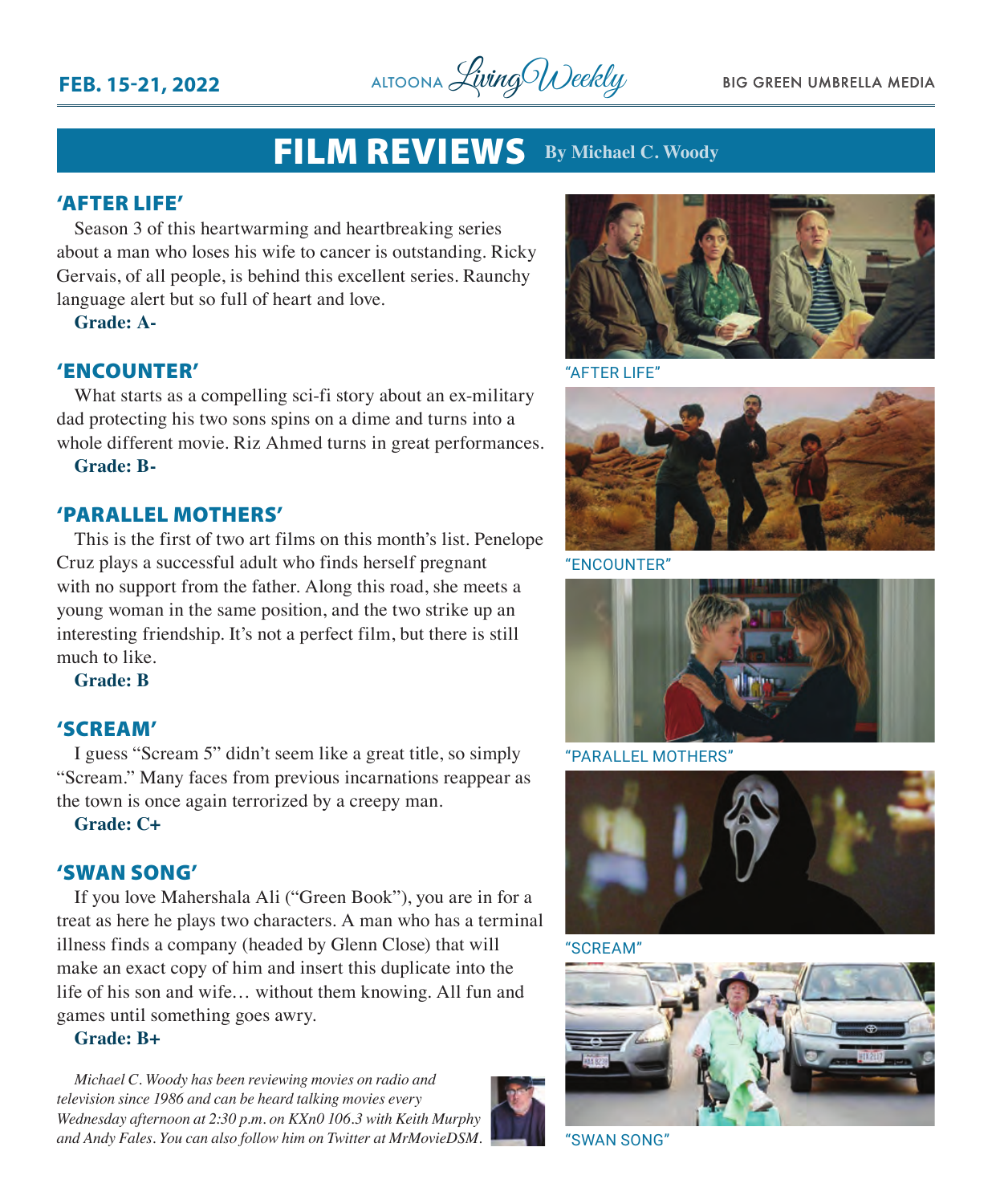# FILM REVIEWS

**By Michael C. Woody**

## 'AFTER LIFE'

Season 3 of this heartwarming and heartbreaking series about a man who loses his wife to cancer is outstanding. Ricky Gervais, of all people, is behind this excellent series. Raunchy language alert but so full of heart and love.

**Grade: A-**

## 'ENCOUNTER'

What starts as a compelling sci-fi story about an ex-military dad protecting his two sons spins on a dime and turns into a whole different movie. Riz Ahmed turns in great performances.

**Grade: B-**

## 'PARALLEL MOTHERS'

This is the first of two art films on this month's list. Penelope Cruz plays a successful adult who finds herself pregnant with no support from the father. Along this road, she meets a young woman in the same position, and the two strike up an interesting friendship. It's not a perfect film, but there is still much to like.

**Grade: B**

## 'SCREAM'

I guess "Scream 5" didn't seem like a great title, so simply "Scream." Many faces from previous incarnations reappear as the town is once again terrorized by a creepy man.

**Grade: C+**

## 'SWAN SONG'

If you love Mahershala Ali ("Green Book"), you are in for a treat as here he plays two characters. A man who has a terminal illness finds a company (headed by Glenn Close) that will make an exact copy of him and insert this duplicate into the life of his son and wife… without them knowing. All fun and games until something goes awry.

**Grade: B+**

*Michael C. Woody has been reviewing movies on radio and television since 1986 and can be heard talking movies every Wednesday afternoon at 2:30 p.m. on KXn0 106.3 with Keith Murphy and Andy Fales. You can also follow him on Twitter at MrMovieDSM.*

"AFTER LIFE"

"ENCOUNTER"

"PARALLEL MOTHERS"

"SCREAM"

"SWAN SONG"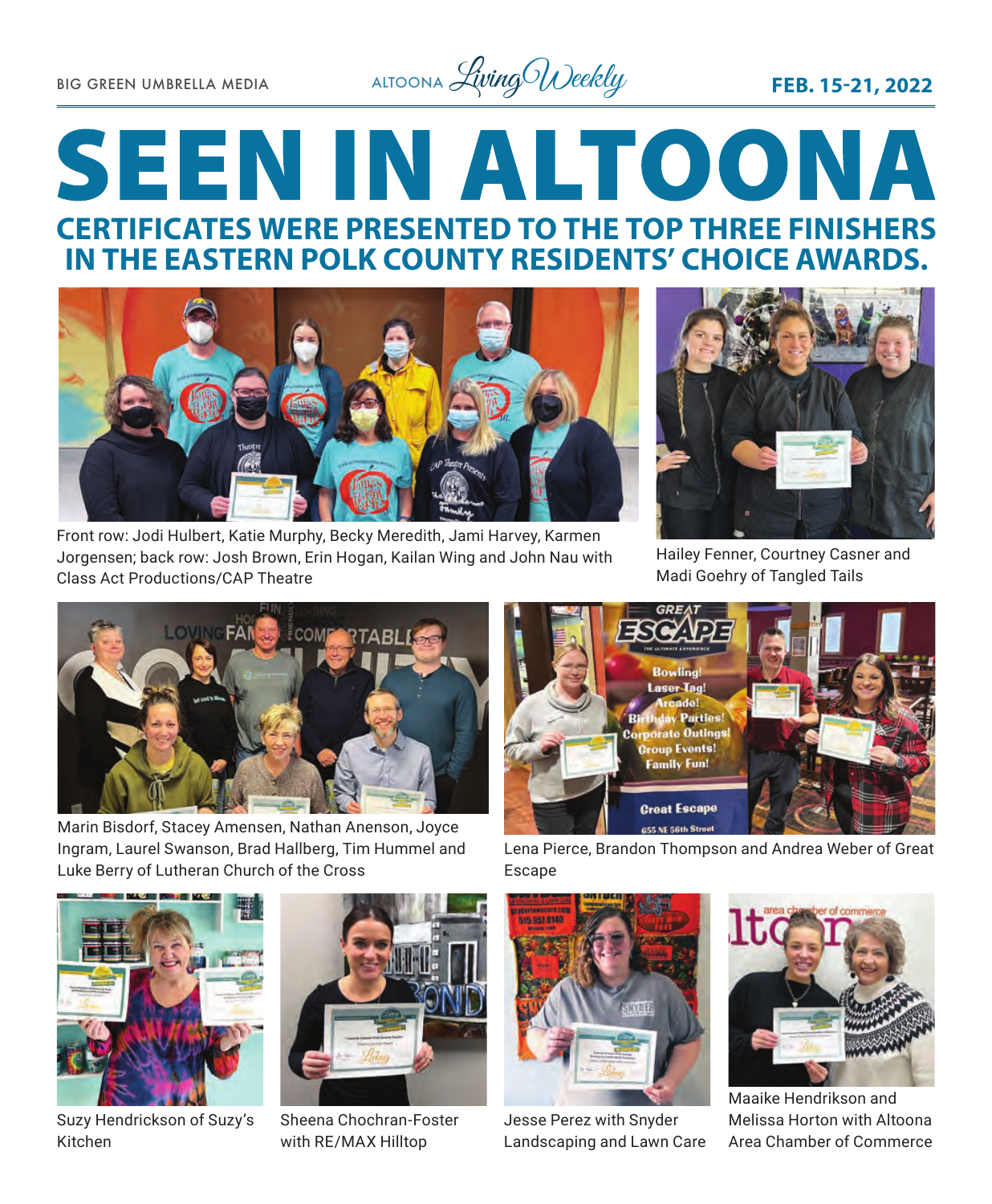# SEEN IN ALTOONA

## CERTIFICATES WERE PRESENTED TO THE TOP THREE FINISHERS IN THE EASTERN POLK COUNTY RESIDENTS' CHOICE AWARDS.

Front row: Jodi Hulbert, Katie Murphy, Becky Meredith, Jami Harvey, Karmen Jorgensen; back row: Josh Brown, Erin Hogan, Kailan Wing and John Nau with Class Act Productions/CAP Theatre

Hailey Fenner, Courtney Casner and Madi Goehry of Tangled Tails

Marin Bisdorf, Stacey Amensen, Nathan Anenson, Joyce Ingram, Laurel Swanson, Brad Hallberg, Tim Hummel and Luke Berry of Lutheran Church of the Cross

Lena Pierce, Brandon Thompson and Andrea Weber of Great Escape

Suzy Hendrickson of Suzy's Kitchen

Sheena Chochran-Foster with RE/MAX Hilltop

Jesse Perez with Snyder Landscaping and Lawn Care

Maaike Hendrikson and Melissa Horton with Altoona Area Chamber of Commerce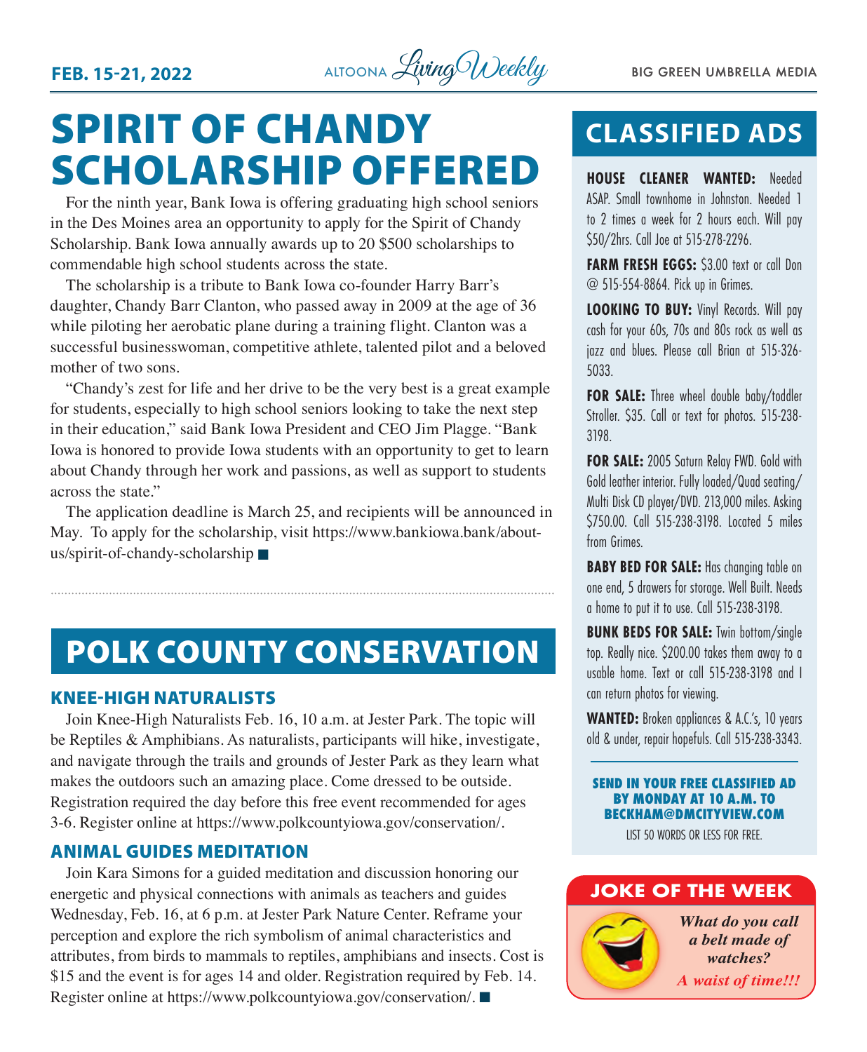# SPIRIT OF CHANDY SCHOLARSHIP OFFERED

For the ninth year, Bank Iowa is offering graduating high school seniors in the Des Moines area an opportunity to apply for the Spirit of Chandy Scholarship. Bank Iowa annually awards up to 20 $500 scholarships to commendable high school students across the state.

The scholarship is a tribute to Bank Iowa co-founder Harry Barr's daughter, Chandy Barr Clanton, who passed away in 2009 at the age of 36 while piloting her aerobatic plane during a training flight. Clanton was a successful businesswoman, competitive athlete, talented pilot and a beloved mother of two sons.

"Chandy's zest for life and her drive to be the very best is a great example for students, especially to high school seniors looking to take the next step in their education," said Bank Iowa President and CEO Jim Plagge. "Bank Iowa is honored to provide Iowa students with an opportunity to get to learn about Chandy through her work and passions, as well as support to students across the state."

The application deadline is March 25, and recipients will be announced in May. To apply for the scholarship, visit https://www.bankiowa.bank/about-us/spirit-of-chandy-scholarship ■

# POLK COUNTY CONSERVATION

## KNEE-HIGH NATURALISTS

Join Knee-High Naturalists Feb. 16, 10 a.m. at Jester Park. The topic will be Reptiles & Amphibians. As naturalists, participants will hike, investigate, and navigate through the trails and grounds of Jester Park as they learn what makes the outdoors such an amazing place. Come dressed to be outside. Registration required the day before this free event recommended for ages 3-6. Register online at https://www.polkcountyiowa.gov/conservation/.

## ANIMAL GUIDES MEDITATION

Join Kara Simons for a guided meditation and discussion honoring our energetic and physical connections with animals as teachers and guides Wednesday, Feb. 16, at 6 p.m. at Jester Park Nature Center. Reframe your perception and explore the rich symbolism of animal characteristics and attributes, from birds to mammals to reptiles, amphibians and insects. Cost is $15 and the event is for ages 14 and older. Registration required by Feb. 14. Register online at https://www.polkcountyiowa.gov/conservation/. ■

# CLASSIFIED ADS

**HOUSE CLEANER WANTED:** Needed ASAP. Small townhome in Johnston. Needed 1 to 2 times a week for 2 hours each. Will pay $50/2hrs. Call Joe at 515-278-2296.

**FARM FRESH EGGS:** $3.00 text or call Don @ 515-554-8864. Pick up in Grimes.

**LOOKING TO BUY:** Vinyl Records. Will pay cash for your 60s, 70s and 80s rock as well as jazz and blues. Please call Brian at 515-326-5033.

**FOR SALE:** Three wheel double baby/toddler Stroller. $35. Call or text for photos. 515-238-3198.

**FOR SALE:** 2005 Saturn Relay FWD. Gold with Gold leather interior. Fully loaded/Quad seating/ Multi Disk CD player/DVD. 213,000 miles. Asking $750.00. Call 515-238-3198. Located 5 miles from Grimes.

**BABY BED FOR SALE:** Has changing table on one end, 5 drawers for storage. Well Built. Needs a home to put it to use. Call 515-238-3198.

**BUNK BEDS FOR SALE:** Twin bottom/single top. Really nice. $200.00 takes them away to a usable home. Text or call 515-238-3198 and I can return photos for viewing.

**WANTED:** Broken appliances & A.C.'s, 10 years old & under, repair hopefuls. Call 515-238-3343.

**SEND IN YOUR FREE CLASSIFIED AD BY MONDAY AT 10 A.M. TO BECKHAM@DMCITYVIEW.COM**

LIST 50 WORDS OR LESS FOR FREE.

## JOKE OF THE WEEK

***What do you call a belt made of watches?***

***A waist of time!!!***